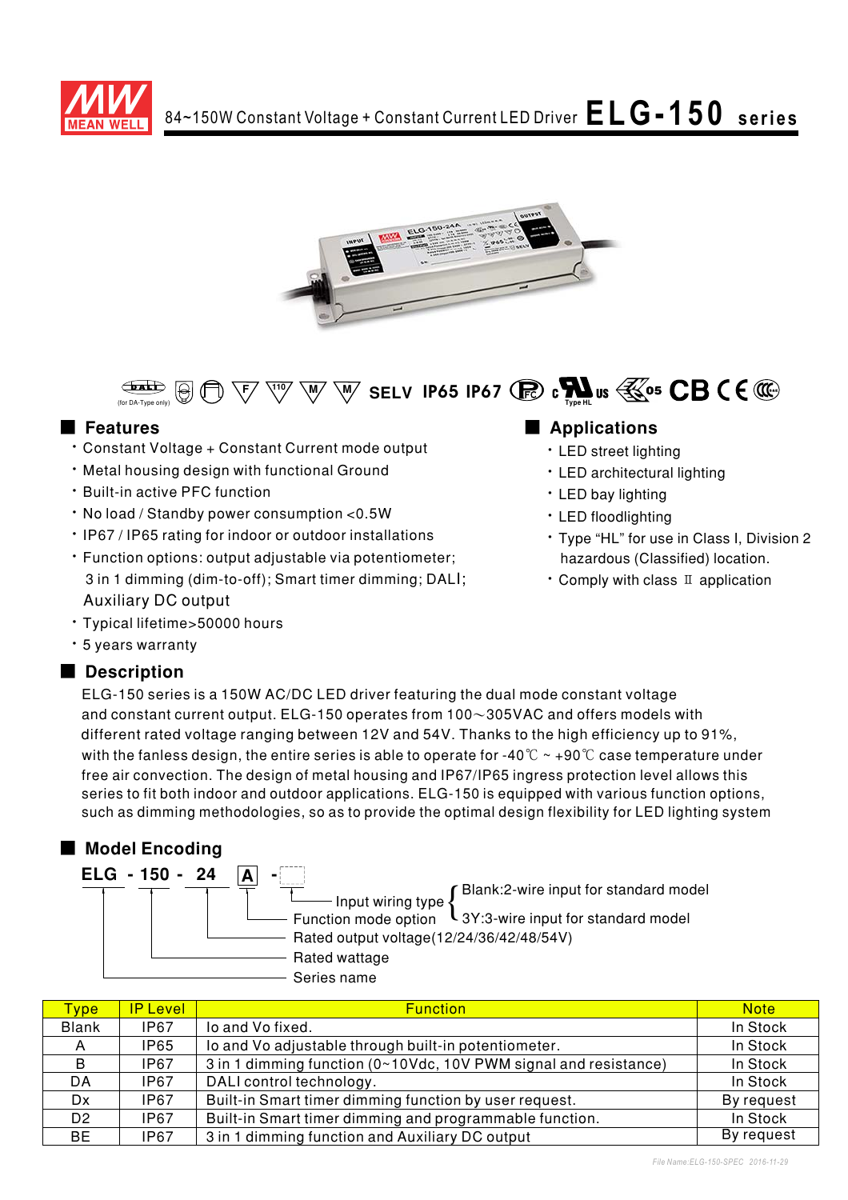# 84~150W Constant Voltage + Constant Current LED Driver **ELG-150 series**

(for DA-Type only) SELV IP65 IP67 Type HL CB

## Features

- Constant Voltage + Constant Current mode output
- Metal housing design with functional Ground
- Built-in active PFC function
- No load / Standby power consumption <0.5W
- IP67 / IP65 rating for indoor or outdoor installations
- Function options: output adjustable via potentiometer; 3 in 1 dimming (dim-to-off); Smart timer dimming; DALI; Auxiliary DC output
- Typical lifetime>50000 hours
- 5 years warranty

## Applications

- LED street lighting
- LED architectural lighting
- LED bay lighting
- LED floodlighting
- Type "HL" for use in Class I, Division 2 hazardous (Classified) location.
- Comply with class Ⅱ application

## Description

ELG-150 series is a 150W AC/DC LED driver featuring the dual mode constant voltage and constant current output. ELG-150 operates from 100～305VAC and offers models with different rated voltage ranging between 12V and 54V. Thanks to the high efficiency up to 91%, with the fanless design, the entire series is able to operate for -40℃ ~ +90℃ case temperature under free air convection. The design of metal housing and IP67/IP65 ingress protection level allows this series to fit both indoor and outdoor applications. ELG-150 is equipped with various function options, such as dimming methodologies, so as to provide the optimal design flexibility for LED lighting system

## Model Encoding

**ELG - 150 - 24 A -**

- Input wiring type: Blank:2-wire input for standard model; 3Y:3-wire input for standard model
- Function mode option
- Rated output voltage(12/24/36/42/48/54V)
- Rated wattage
- Series name

| Type | IP Level | Function | Note |
|---|---|---|---|
| Blank | IP67 | Io and Vo fixed. | In Stock |
| A | IP65 | Io and Vo adjustable through built-in potentiometer. | In Stock |
| B | IP67 | 3 in 1 dimming function (0~10Vdc, 10V PWM signal and resistance) | In Stock |
| DA | IP67 | DALI control technology. | In Stock |
| Dx | IP67 | Built-in Smart timer dimming function by user request. | By request |
| D2 | IP67 | Built-in Smart timer dimming and programmable function. | In Stock |
| BE | IP67 | 3 in 1 dimming function and Auxiliary DC output | By request |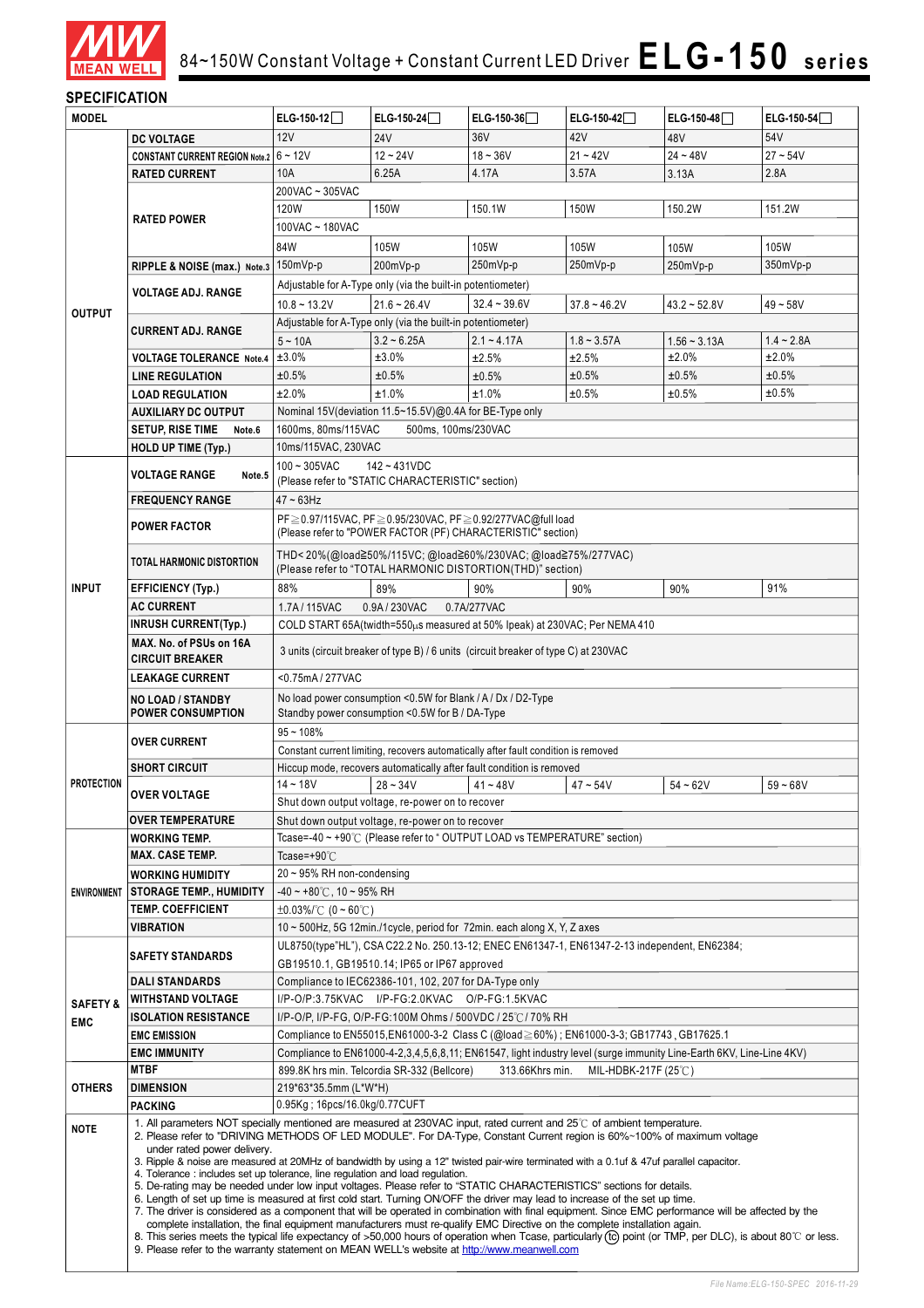# 84~150W Constant Voltage + Constant Current LED Driver ELG-150 series

## SPECIFICATION

| MODEL | | ELG-150-12 | ELG-150-24 | ELG-150-36 | ELG-150-42 | ELG-150-48 | ELG-150-54 |
|---|---|---|---|---|---|---|---|
| OUTPUT | DC VOLTAGE | 12V | 24V | 36V | 42V | 48V | 54V |
| | CONSTANT CURRENT REGION Note.2 | 6 ~ 12V | 12 ~ 24V | 18 ~ 36V | 21 ~ 42V | 24 ~ 48V | 27 ~ 54V |
| | RATED CURRENT | 10A | 6.25A | 4.17A | 3.57A | 3.13A | 2.8A |
| | RATED POWER | 200VAC ~ 305VAC | | | | | |
| | | 120W | 150W | 150.1W | 150W | 150.2W | 151.2W |
| | | 100VAC ~ 180VAC | | | | | |
| | | 84W | 105W | 105W | 105W | 105W | 105W |
| | RIPPLE & NOISE (max.) Note.3 | 150mVp-p | 200mVp-p | 250mVp-p | 250mVp-p | 250mVp-p | 350mVp-p |
| | VOLTAGE ADJ. RANGE | Adjustable for A-Type only (via the built-in potentiometer) | | | | | |
| | | 10.8 ~ 13.2V | 21.6 ~ 26.4V | 32.4 ~ 39.6V | 37.8 ~ 46.2V | 43.2 ~ 52.8V | 49 ~ 58V |
| | CURRENT ADJ. RANGE | Adjustable for A-Type only (via the built-in potentiometer) | | | | | |
| | | 5 ~ 10A | 3.2 ~ 6.25A | 2.1 ~ 4.17A | 1.8 ~ 3.57A | 1.56 ~ 3.13A | 1.4 ~ 2.8A |
| | VOLTAGE TOLERANCE Note.4 | ±3.0% | ±3.0% | ±2.5% | ±2.5% | ±2.0% | ±2.0% |
| | LINE REGULATION | ±0.5% | ±0.5% | ±0.5% | ±0.5% | ±0.5% | ±0.5% |
| | LOAD REGULATION | ±2.0% | ±1.0% | ±1.0% | ±0.5% | ±0.5% | ±0.5% |
| | AUXILIARY DC OUTPUT | Nominal 15V(deviation 11.5~15.5V)@0.4A for BE-Type only | | | | | |
| | SETUP, RISE TIME Note.6 | 1600ms, 80ms/115VAC 500ms, 100ms/230VAC | | | | | |
| | HOLD UP TIME (Typ.) | 10ms/115VAC, 230VAC | | | | | |
| INPUT | VOLTAGE RANGE Note.5 | 100 ~ 305VAC 142 ~ 431VDC (Please refer to "STATIC CHARACTERISTIC" section) | | | | | |
| | FREQUENCY RANGE | 47 ~ 63Hz | | | | | |
| | POWER FACTOR | PF≧0.97/115VAC, PF≧0.95/230VAC, PF≧0.92/277VAC@full load (Please refer to "POWER FACTOR (PF) CHARACTERISTIC" section) | | | | | |
| | TOTAL HARMONIC DISTORTION | THD< 20%(@load≧50%/115VC; @load≧60%/230VAC; @load≧75%/277VAC) (Please refer to "TOTAL HARMONIC DISTORTION(THD)" section) | | | | | |
| | EFFICIENCY (Typ.) | 88% | 89% | 90% | 90% | 90% | 91% |
| | AC CURRENT | 1.7A / 115VAC 0.9A / 230VAC 0.7A/277VAC | | | | | |
| | INRUSH CURRENT(Typ.) | COLD START 65A(twidth=550μs measured at 50% Ipeak) at 230VAC; Per NEMA 410 | | | | | |
| | MAX. No. of PSUs on 16A CIRCUIT BREAKER | 3 units (circuit breaker of type B) / 6 units (circuit breaker of type C) at 230VAC | | | | | |
| | LEAKAGE CURRENT | <0.75mA / 277VAC | | | | | |
| | NO LOAD / STANDBY POWER CONSUMPTION | No load power consumption <0.5W for Blank / A / Dx / D2-Type Standby power consumption <0.5W for B / DA-Type | | | | | |
| PROTECTION | OVER CURRENT | 95 ~ 108% | | | | | |
| | | Constant current limiting, recovers automatically after fault condition is removed | | | | | |
| | SHORT CIRCUIT | Hiccup mode, recovers automatically after fault condition is removed | | | | | |
| | OVER VOLTAGE | 14 ~ 18V | 28 ~ 34V | 41 ~ 48V | 47 ~ 54V | 54 ~ 62V | 59 ~ 68V |
| | | Shut down output voltage, re-power on to recover | | | | | |
| | OVER TEMPERATURE | Shut down output voltage, re-power on to recover | | | | | |
| ENVIRONMENT | WORKING TEMP. | Tcase=-40 ~ +90℃ (Please refer to " OUTPUT LOAD vs TEMPERATURE" section) | | | | | |
| | MAX. CASE TEMP. | Tcase=+90℃ | | | | | |
| | WORKING HUMIDITY | 20 ~ 95% RH non-condensing | | | | | |
| | STORAGE TEMP., HUMIDITY | -40 ~ +80℃, 10 ~ 95% RH | | | | | |
| | TEMP. COEFFICIENT | ±0.03%/℃ (0 ~ 60℃) | | | | | |
| | VIBRATION | 10 ~ 500Hz, 5G 12min./1cycle, period for 72min. each along X, Y, Z axes | | | | | |
| SAFETY & EMC | SAFETY STANDARDS | UL8750(type"HL"), CSA C22.2 No. 250.13-12; ENEC EN61347-1, EN61347-2-13 independent, EN62384; GB19510.1, GB19510.14; IP65 or IP67 approved | | | | | |
| | DALI STANDARDS | Compliance to IEC62386-101, 102, 207 for DA-Type only | | | | | |
| | WITHSTAND VOLTAGE | I/P-O/P:3.75KVAC I/P-FG:2.0KVAC O/P-FG:1.5KVAC | | | | | |
| | ISOLATION RESISTANCE | I/P-O/P, I/P-FG, O/P-FG:100M Ohms / 500VDC / 25℃/ 70% RH | | | | | |
| | EMC EMISSION | Compliance to EN55015,EN61000-3-2 Class C (@load≧60%) ; EN61000-3-3; GB17743 , GB17625.1 | | | | | |
| | EMC IMMUNITY | Compliance to EN61000-4-2,3,4,5,6,8,11; EN61547, light industry level (surge immunity Line-Earth 6KV, Line-Line 4KV) | | | | | |
| OTHERS | MTBF | 899.8K hrs min. Telcordia SR-332 (Bellcore) 313.66Khrs min. MIL-HDBK-217F (25℃) | | | | | |
| | DIMENSION | 219*63*35.5mm (L*W*H) | | | | | |
| | PACKING | 0.95Kg ; 16pcs/16.0kg/0.77CUFT | | | | | |

**NOTE**

1. All parameters NOT specially mentioned are measured at 230VAC input, rated current and 25℃ of ambient temperature.
2. Please refer to "DRIVING METHODS OF LED MODULE". For DA-Type, Constant Current region is 60%~100% of maximum voltage under rated power delivery.
3. Ripple & noise are measured at 20MHz of bandwidth by using a 12" twisted pair-wire terminated with a 0.1uf & 47uf parallel capacitor.
4. Tolerance : includes set up tolerance, line regulation and load regulation.
5. De-rating may be needed under low input voltages. Please refer to "STATIC CHARACTERISTICS" sections for details.
6. Length of set up time is measured at first cold start. Turning ON/OFF the driver may lead to increase of the set up time.
7. The driver is considered as a component that will be operated in combination with final equipment. Since EMC performance will be affected by the complete installation, the final equipment manufacturers must re-qualify EMC Directive on the complete installation again.
8. This series meets the typical life expectancy of >50,000 hours of operation when Tcase, particularly (tc) point (or TMP, per DLC), is about 80℃ or less.
9. Please refer to the warranty statement on MEAN WELL's website at http://www.meanwell.com

File Name:ELG-150-SPEC 2016-11-29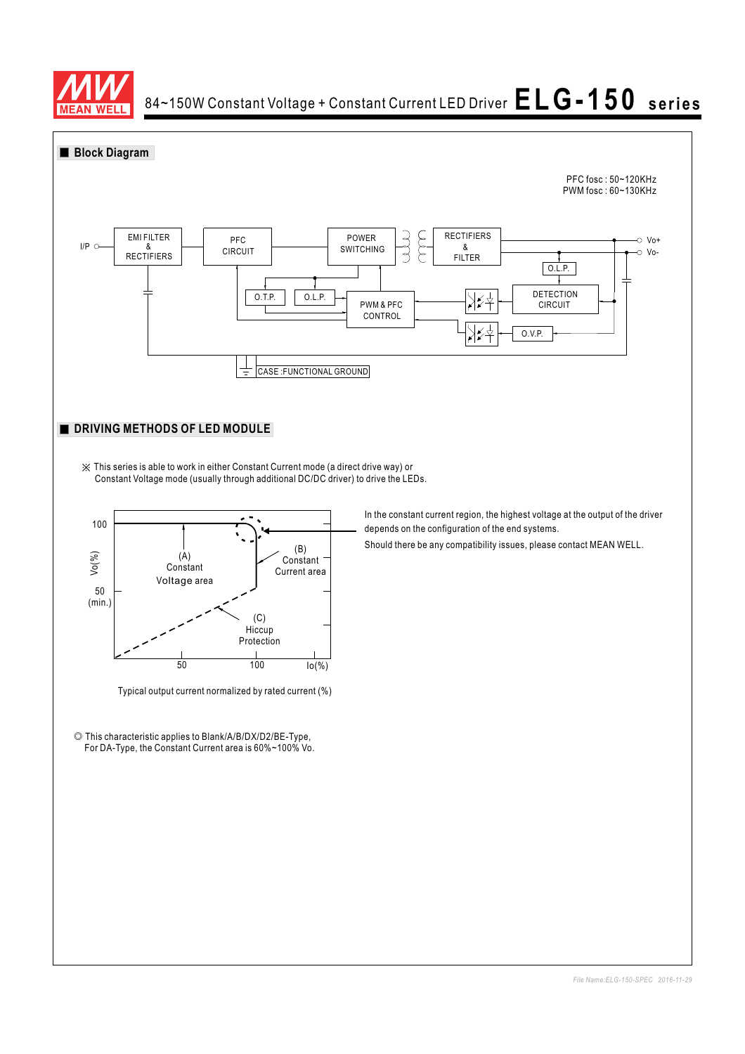## ■ Block Diagram

PFC fosc : 50~120KHz
PWM fosc : 60~130KHz

I/P — EMI FILTER & RECTIFIERS — PFC CIRCUIT — POWER SWITCHING — RECTIFIERS & FILTER — Vo+ / Vo-

O.T.P. — O.L.P. — PWM & PFC CONTROL — DETECTION CIRCUIT — O.L.P. — O.V.P.

CASE :FUNCTIONAL GROUND

## ■ DRIVING METHODS OF LED MODULE

※ This series is able to work in either Constant Current mode (a direct drive way) or Constant Voltage mode (usually through additional DC/DC driver) to drive the LEDs.

Vo(%): 100, 50 (min.)

(A) Constant Voltage area

(B) Constant Current area

(C) Hiccup Protection

Io(%): 50, 100

Typical output current normalized by rated current (%)

In the constant current region, the highest voltage at the output of the driver depends on the configuration of the end systems.

Should there be any compatibility issues, please contact MEAN WELL.

◎ This characteristic applies to Blank/A/B/DX/D2/BE-Type,
For DA-Type, the Constant Current area is 60%~100% Vo.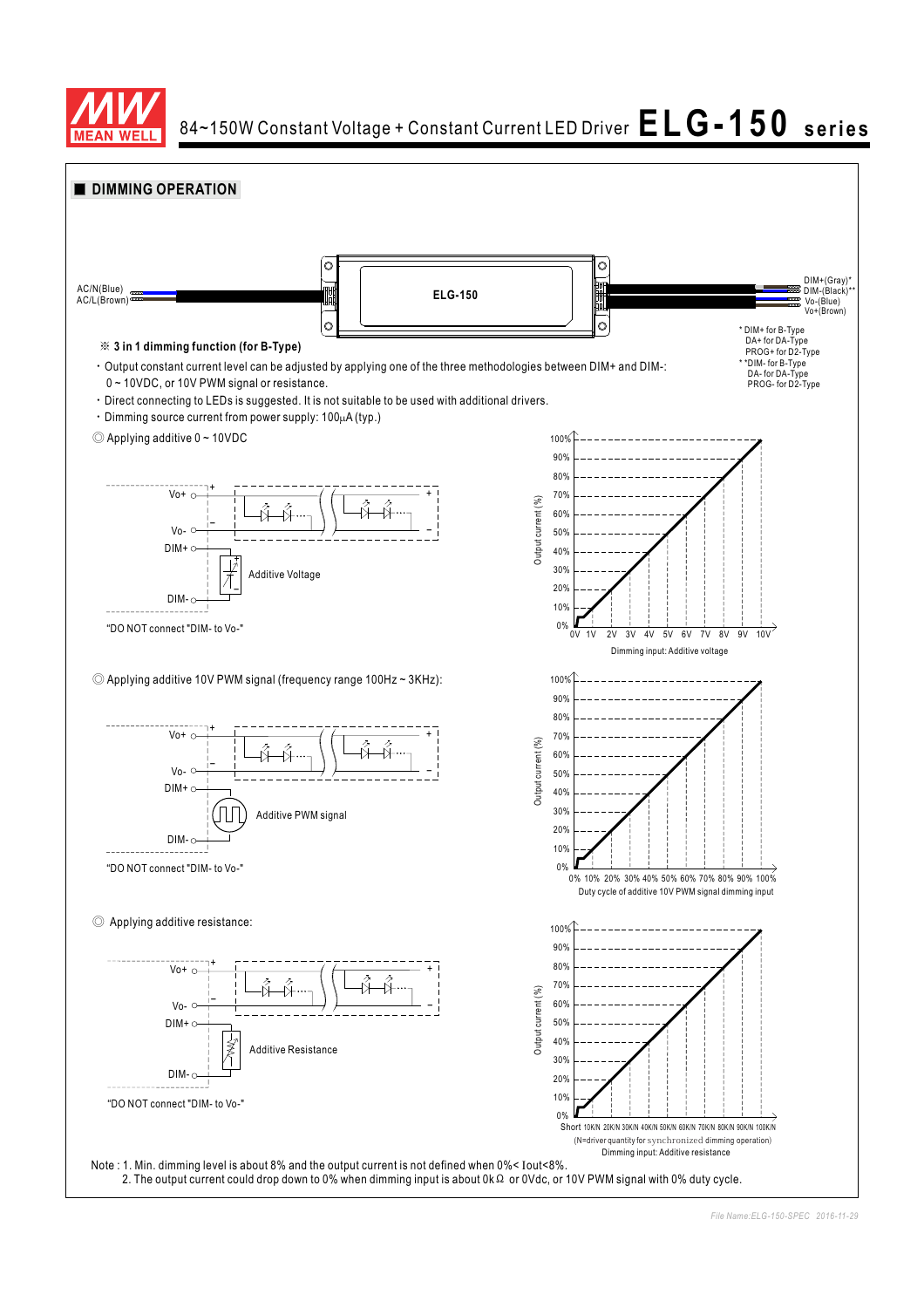## DIMMING OPERATION

AC/N(Blue)
AC/L(Brown)

ELG-150

DIM+(Gray)*
DIM-(Black)**
Vo-(Blue)
Vo+(Brown)

* DIM+ for B-Type
DA+ for DA-Type
PROG+ for D2-Type
* *DIM- for B-Type
DA- for DA-Type
PROG- for D2-Type

※ **3 in 1 dimming function (for B-Type)**

- Output constant current level can be adjusted by applying one of the three methodologies between DIM+ and DIM-: 0 ~ 10VDC, or 10V PWM signal or resistance.
- Direct connecting to LEDs is suggested. It is not suitable to be used with additional drivers.
- Dimming source current from power supply: 100μA (typ.)

◎ Applying additive 0 ~ 10VDC

Vo+ / Vo- / DIM+ / DIM- — Additive Voltage

"DO NOT connect "DIM- to Vo-"

Output current (%) — 0% to 100%
0V 1V 2V 3V 4V 5V 6V 7V 8V 9V 10V
Dimming input: Additive voltage

◎ Applying additive 10V PWM signal (frequency range 100Hz ~ 3KHz):

Vo+ / Vo- / DIM+ / DIM- — Additive PWM signal

"DO NOT connect "DIM- to Vo-"

Output current (%) — 0% to 100%
0% 10% 20% 30% 40% 50% 60% 70% 80% 90% 100%
Duty cycle of additive 10V PWM signal dimming input

◎ Applying additive resistance:

Vo+ / Vo- / DIM+ / DIM- — Additive Resistance

"DO NOT connect "DIM- to Vo-"

Output current (%) — 0% to 100%
Short 10K/N 20K/N 30K/N 40K/N 50K/N 60K/N 70K/N 80K/N 90K/N 100K/N
(N=driver quantity for synchronized dimming operation)
Dimming input: Additive resistance

Note : 1. Min. dimming level is about 8% and the output current is not defined when 0%< Iout<8%.
2. The output current could drop down to 0% when dimming input is about 0kΩ or 0Vdc, or 10V PWM signal with 0% duty cycle.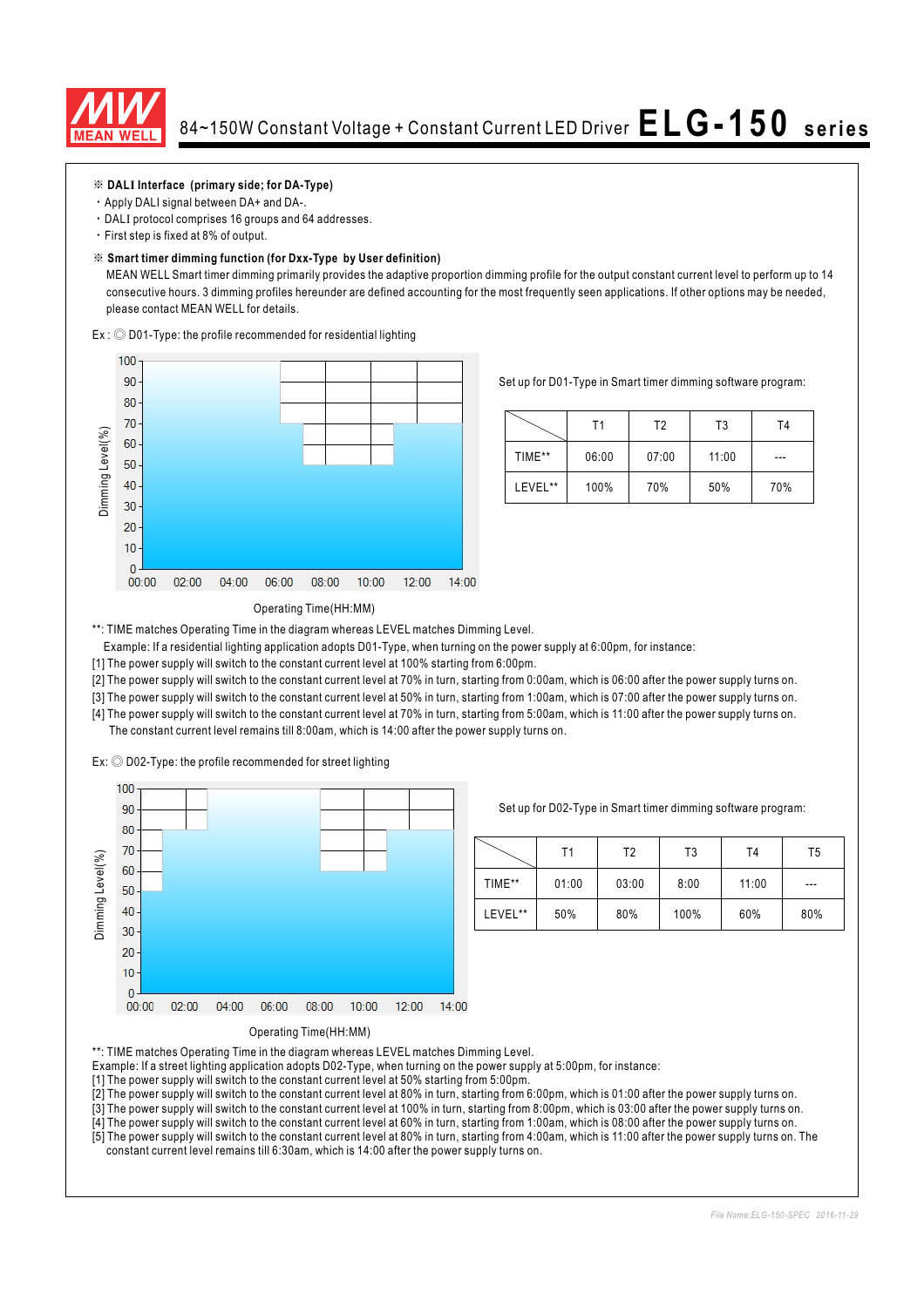## ※ DALI Interface (primary side; for DA-Type)

- Apply DALI signal between DA+ and DA-.
- DALI protocol comprises 16 groups and 64 addresses.
- First step is fixed at 8% of output.

## ※ Smart timer dimming function (for Dxx-Type by User definition)

MEAN WELL Smart timer dimming primarily provides the adaptive proportion dimming profile for the output constant current level to perform up to 14 consecutive hours. 3 dimming profiles hereunder are defined accounting for the most frequently seen applications. If other options may be needed, please contact MEAN WELL for details.

Ex : ◎ D01-Type: the profile recommended for residential lighting

Set up for D01-Type in Smart timer dimming software program:

| | T1 | T2 | T3 | T4 |
|---|---|---|---|---|
| TIME** | 06:00 | 07:00 | 11:00 | --- |
| LEVEL** | 100% | 70% | 50% | 70% |

**: TIME matches Operating Time in the diagram whereas LEVEL matches Dimming Level.

Example: If a residential lighting application adopts D01-Type, when turning on the power supply at 6:00pm, for instance:

[1] The power supply will switch to the constant current level at 100% starting from 6:00pm.

[2] The power supply will switch to the constant current level at 70% in turn, starting from 0:00am, which is 06:00 after the power supply turns on.

[3] The power supply will switch to the constant current level at 50% in turn, starting from 1:00am, which is 07:00 after the power supply turns on.

[4] The power supply will switch to the constant current level at 70% in turn, starting from 5:00am, which is 11:00 after the power supply turns on. The constant current level remains till 8:00am, which is 14:00 after the power supply turns on.

Ex: ◎ D02-Type: the profile recommended for street lighting

Set up for D02-Type in Smart timer dimming software program:

| | T1 | T2 | T3 | T4 | T5 |
|---|---|---|---|---|---|
| TIME** | 01:00 | 03:00 | 8:00 | 11:00 | --- |
| LEVEL** | 50% | 80% | 100% | 60% | 80% |

**: TIME matches Operating Time in the diagram whereas LEVEL matches Dimming Level.

Example: If a street lighting application adopts D02-Type, when turning on the power supply at 5:00pm, for instance:

[1] The power supply will switch to the constant current level at 50% starting from 5:00pm.

[2] The power supply will switch to the constant current level at 80% in turn, starting from 6:00pm, which is 01:00 after the power supply turns on.

[3] The power supply will switch to the constant current level at 100% in turn, starting from 8:00pm, which is 03:00 after the power supply turns on.

[4] The power supply will switch to the constant current level at 60% in turn, starting from 1:00am, which is 08:00 after the power supply turns on.

[5] The power supply will switch to the constant current level at 80% in turn, starting from 4:00am, which is 11:00 after the power supply turns on. The constant current level remains till 6:30am, which is 14:00 after the power supply turns on.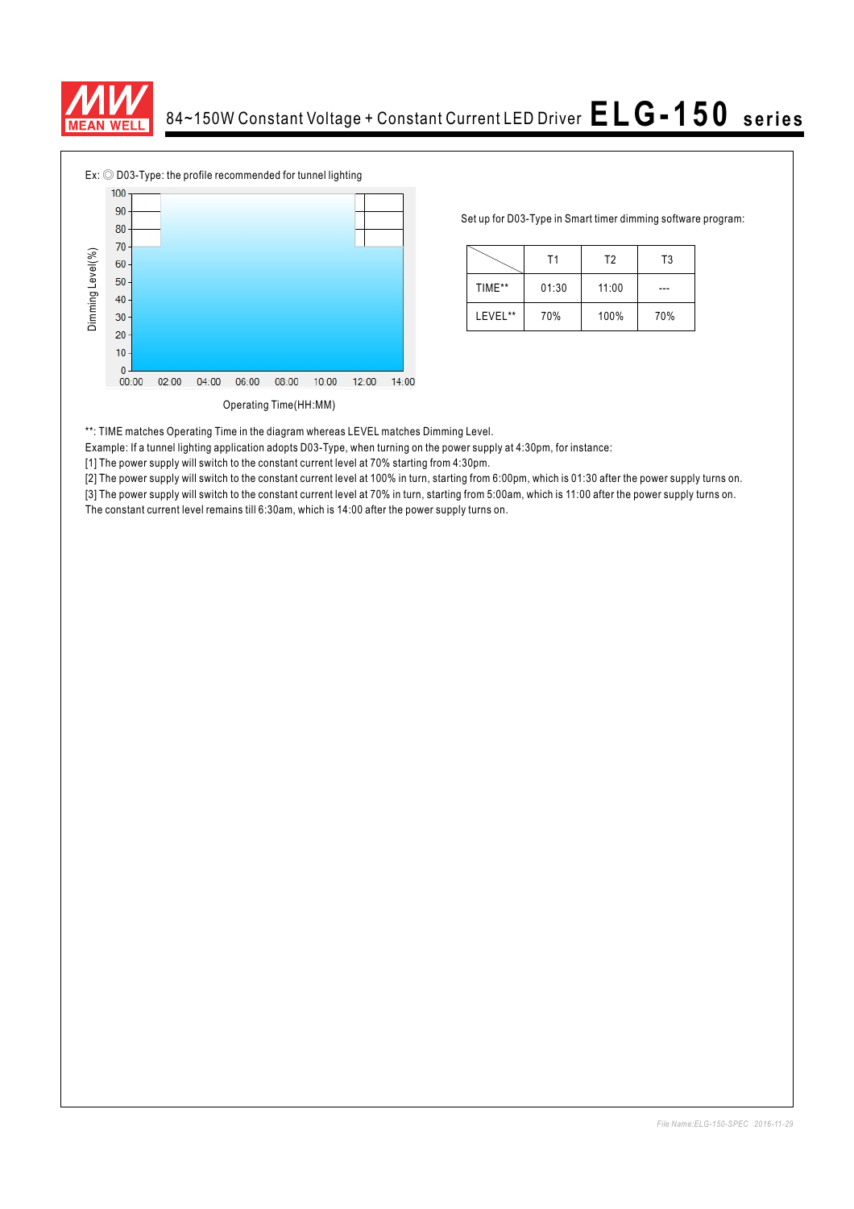Ex: ◎ D03-Type: the profile recommended for tunnel lighting

Set up for D03-Type in Smart timer dimming software program:

| | T1 | T2 | T3 |
|---|---|---|---|
| TIME** | 01:30 | 11:00 | --- |
| LEVEL** | 70% | 100% | 70% |

**: TIME matches Operating Time in the diagram whereas LEVEL matches Dimming Level.

Example: If a tunnel lighting application adopts D03-Type, when turning on the power supply at 4:30pm, for instance:

[1] The power supply will switch to the constant current level at 70% starting from 4:30pm.

[2] The power supply will switch to the constant current level at 100% in turn, starting from 6:00pm, which is 01:30 after the power supply turns on.

[3] The power supply will switch to the constant current level at 70% in turn, starting from 5:00am, which is 11:00 after the power supply turns on.
The constant current level remains till 6:30am, which is 14:00 after the power supply turns on.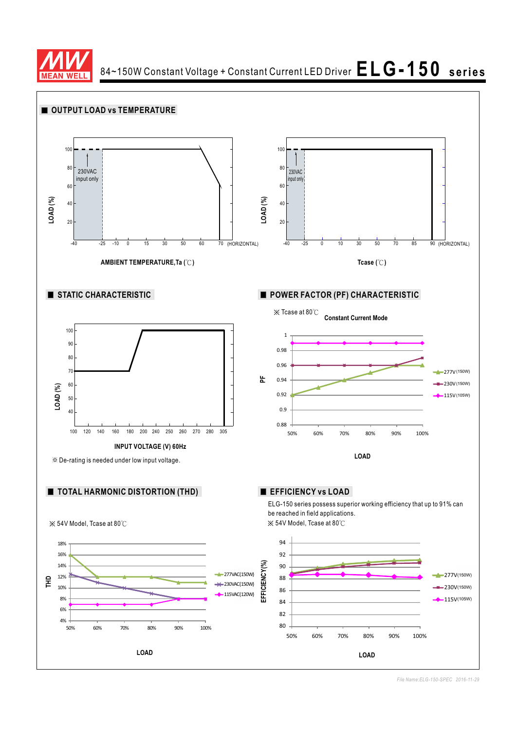## OUTPUT LOAD vs TEMPERATURE

LOAD (%)

100, 80, 60, 40, 20

230VAC input only

-40 -25 -10 0 15 30 50 60 70 (HORIZONTAL)

AMBIENT TEMPERATURE,Ta (℃)

LOAD (%)

100, 80, 60, 40, 20

230VAC input only

-40 -25 0 10 30 50 70 85 90 (HORIZONTAL)

Tcase (℃)

## STATIC CHARACTERISTIC

LOAD (%)

100, 90, 80, 70, 60, 50, 40

100 120 140 160 180 200 240 250 260 270 280 305

INPUT VOLTAGE (V) 60Hz

※ De-rating is needed under low input voltage.

## POWER FACTOR (PF) CHARACTERISTIC

※ Tcase at 80℃

**Constant Current Mode**

PF

1, 0.98, 0.96, 0.94, 0.92, 0.9, 0.88

50% 60% 70% 80% 90% 100%

LOAD

277V(150W)
230V(150W)
115V(105W)

## TOTAL HARMONIC DISTORTION (THD)

※ 54V Model, Tcase at 80℃

THD

18%, 16%, 14%, 12%, 10%, 8%, 6%, 4%

50% 60% 70% 80% 90% 100%

LOAD

277VAC(150W)
230VAC(150W)
115VAC(120W)

## EFFICIENCY vs LOAD

ELG-150 series possess superior working efficiency that up to 91% can be reached in field applications.

※ 54V Model, Tcase at 80℃

EFFICIENCY(%)

94, 92, 90, 88, 86, 84, 82, 80

50% 60% 70% 80% 90% 100%

LOAD

277V(150W)
230V(150W)
115V(105W)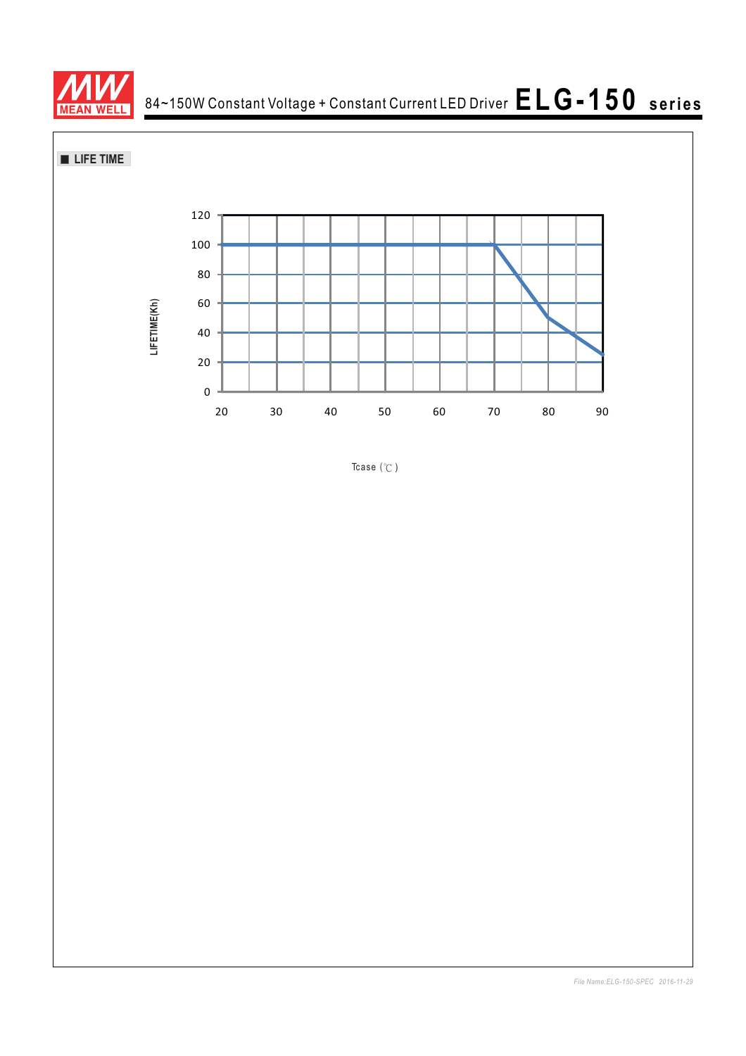## ■ LIFE TIME

LIFETIME(Kh)

120
100
80
60
40
20
0

20 30 40 50 60 70 80 90

Tcase (℃)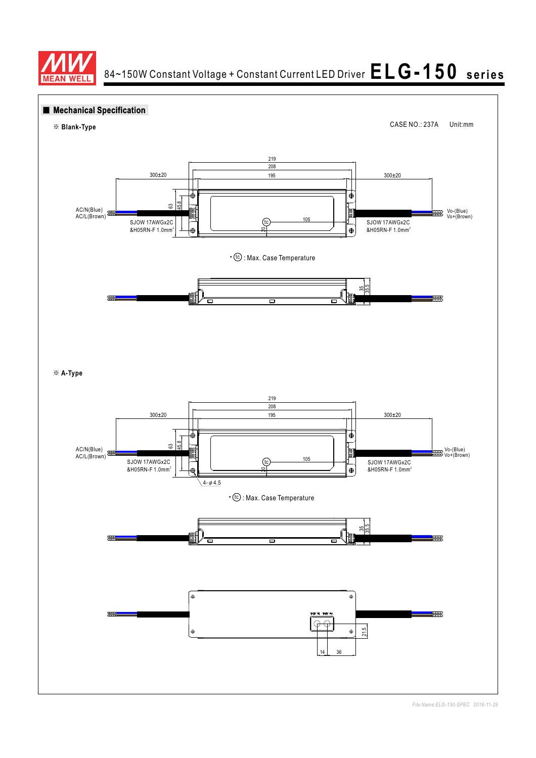## ■ Mechanical Specification

※ **Blank-Type**

CASE NO.: 237A Unit:mm

219

208

195

300±20

300±20

63

45.8

AC/N(Blue)
AC/L(Brown)

SJOW 17AWGx2C
&H05RN-F 1.0mm²

105

20

SJOW 17AWGx2C
&H05RN-F 1.0mm²

Vo-(Blue)
Vo+(Brown)

• ⓣⓒ : Max. Case Temperature

35

35.5

※ **A-Type**

219

208

195

300±20

300±20

63

45.8

AC/N(Blue)
AC/L(Brown)

SJOW 17AWGx2C
&H05RN-F 1.0mm²

105

20

4-φ4.5

SJOW 17AWGx2C
&H05RN-F 1.0mm²

Vo-(Blue)
Vo+(Brown)

• ⓣⓒ : Max. Case Temperature

35

35.5

21.5

14

36

*File Name:ELG-150-SPEC 2016-11-29*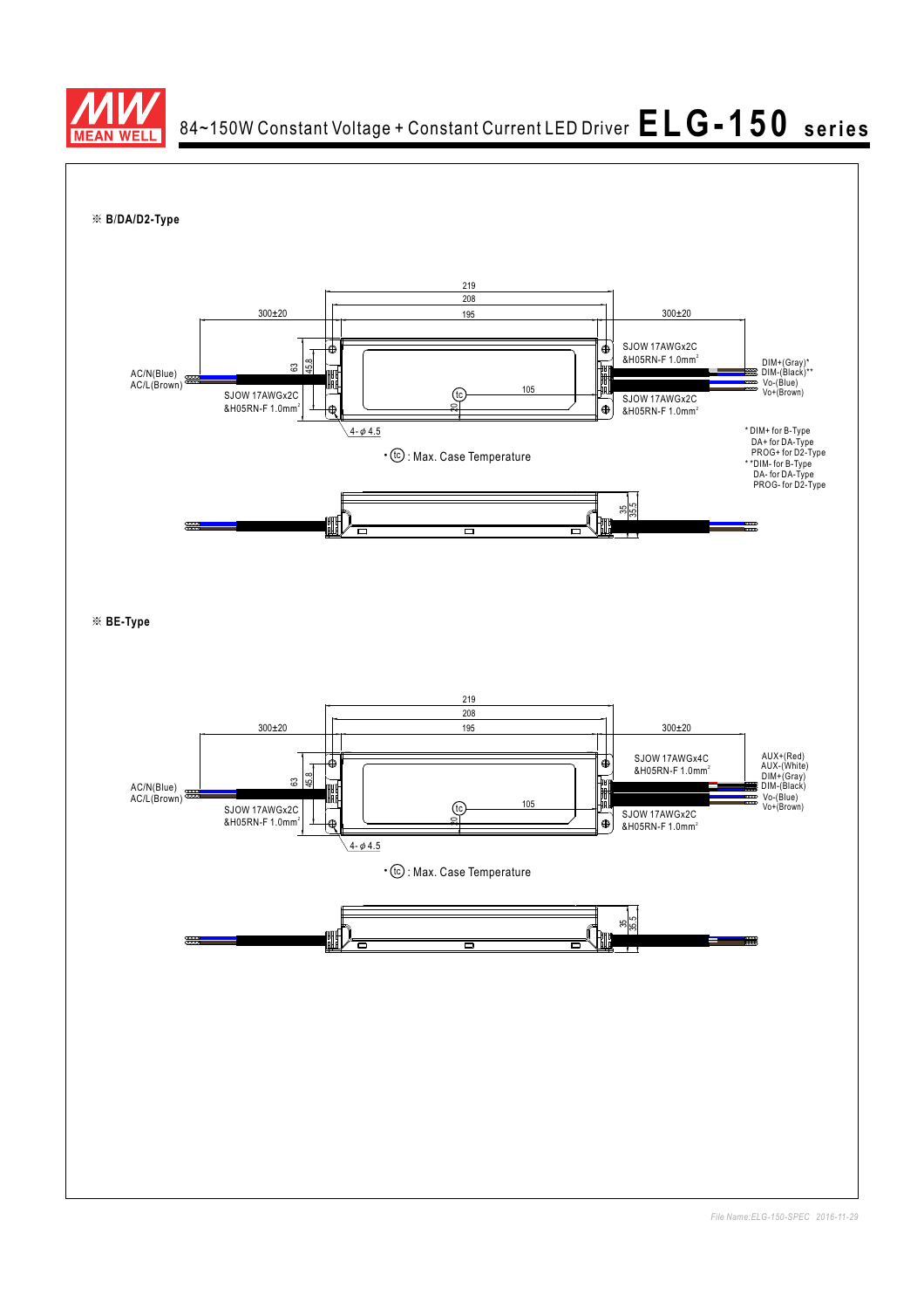※ **B/DA/D2-Type**

219
208
195
300±20
300±20

SJOW 17AWGx2C &H05RN-F 1.0mm$^2$

DIM+(Gray)*
DIM-(Black)**
Vo-(Blue)
Vo+(Brown)

AC/N(Blue)
AC/L(Brown)

63
45.8
105
20

SJOW 17AWGx2C &H05RN-F 1.0mm$^2$

SJOW 17AWGx2C &H05RN-F 1.0mm$^2$

4-ϕ4.5

* DIM+ for B-Type
DA+ for DA-Type
PROG+ for D2-Type

**DIM- for B-Type
DA- for DA-Type
PROG- for D2-Type

• (tc) : Max. Case Temperature

35
35.5

※ **BE-Type**

219
208
195
300±20
300±20

SJOW 17AWGx4C &H05RN-F 1.0mm$^2$

AUX+(Red)
AUX-(White)
DIM+(Gray)
DIM-(Black)
Vo-(Blue)
Vo+(Brown)

AC/N(Blue)
AC/L(Brown)

63
45.8
105
20

SJOW 17AWGx2C &H05RN-F 1.0mm$^2$

SJOW 17AWGx2C &H05RN-F 1.0mm$^2$

4-ϕ4.5

• (tc) : Max. Case Temperature

35
35.5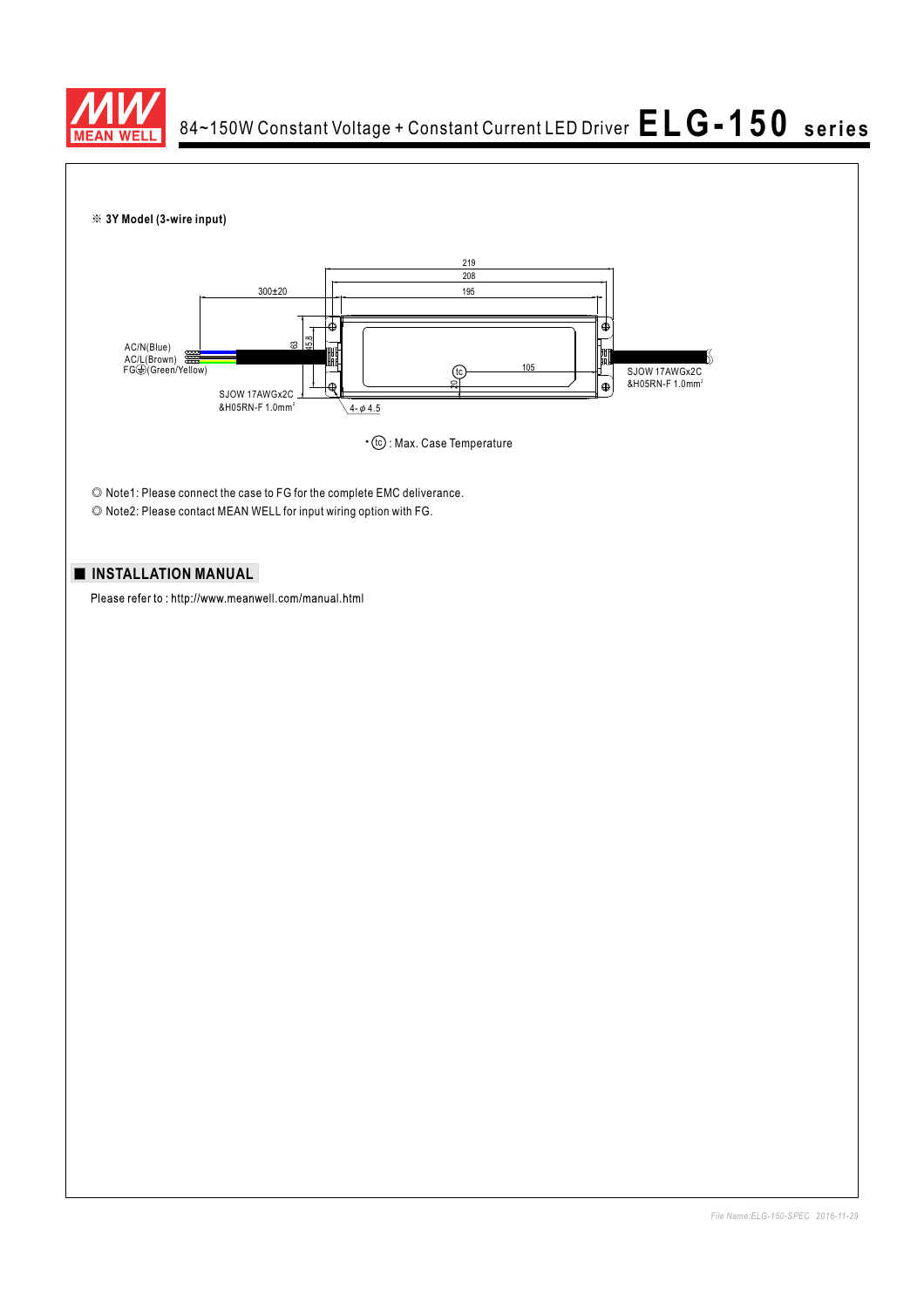※ **3Y Model (3-wire input)**

219
208
195
300±20
63
45.8
AC/N(Blue)
AC/L(Brown)
FG⏚(Green/Yellow)
SJOW 17AWGx2C
&H05RN-F 1.0mm²
4-φ4.5
105
20
tc
SJOW 17AWGx2C
&H05RN-F 1.0mm²

• ⓣⓒ : Max. Case Temperature

◎ Note1: Please connect the case to FG for the complete EMC deliverance.

◎ Note2: Please contact MEAN WELL for input wiring option with FG.

## ■ INSTALLATION MANUAL

Please refer to : http://www.meanwell.com/manual.html